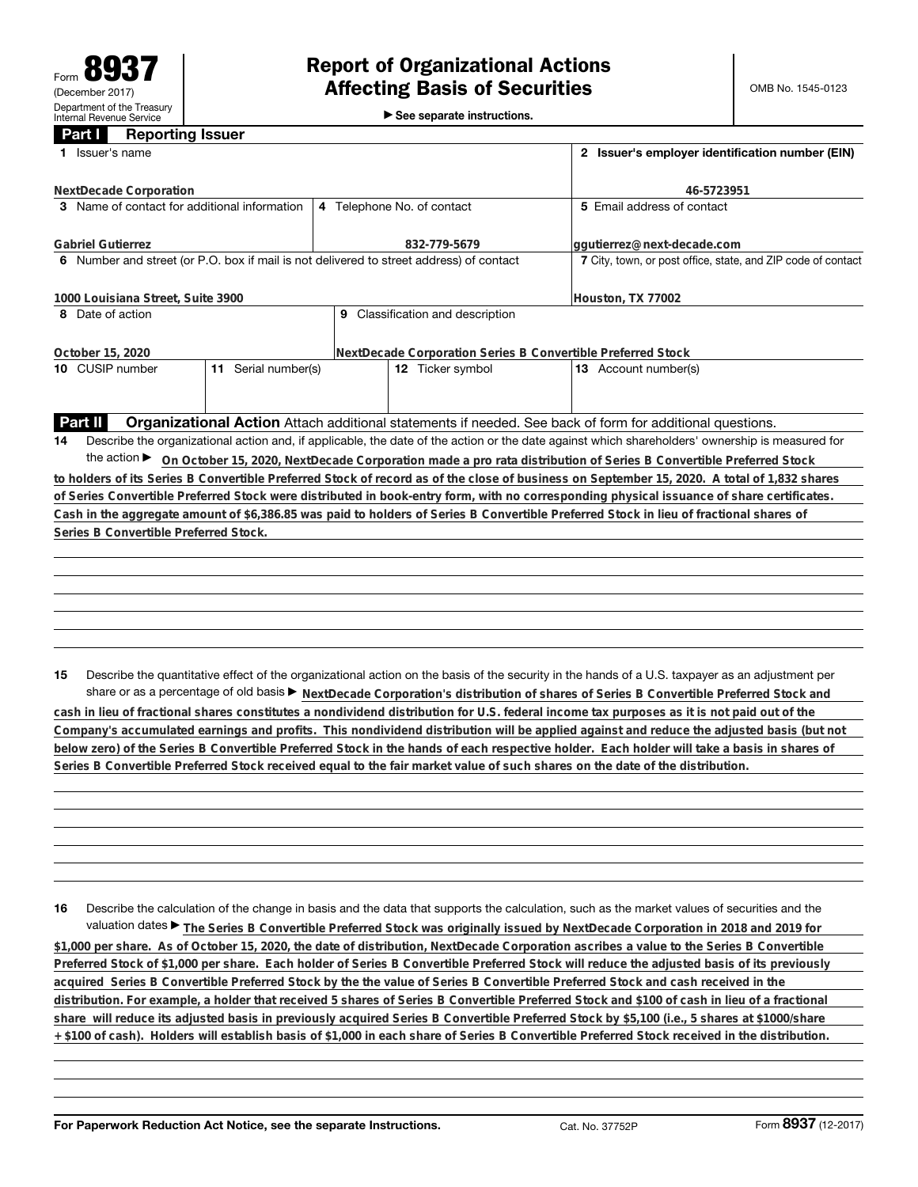Form **8937**
(December 2017)
Department of the Treasury
Internal Revenue Service

# Report of Organizational Actions Affecting Basis of Securities

▶ See separate instructions.

OMB No. 1545-0123

## Part I Reporting Issuer

| 1 Issuer's name | | | 2 Issuer's employer identification number (EIN) |
|---|---|---|---|
| NextDecade Corporation | | | 46-5723951 |
| 3 Name of contact for additional information | 4 Telephone No. of contact | | 5 Email address of contact |
| Gabriel Gutierrez | 832-779-5679 | | ggutierrez@next-decade.com |
| 6 Number and street (or P.O. box if mail is not delivered to street address) of contact | | | 7 City, town, or post office, state, and ZIP code of contact |
| 1000 Louisiana Street, Suite 3900 | | | Houston, TX 77002 |
| 8 Date of action | 9 Classification and description | | |
| October 15, 2020 | NextDecade Corporation Series B Convertible Preferred Stock | | |
| 10 CUSIP number | 11 Serial number(s) | 12 Ticker symbol | 13 Account number(s) |
| | | | |

## Part II Organizational Action

Attach additional statements if needed. See back of form for additional questions.

**14** Describe the organizational action and, if applicable, the date of the action or the date against which shareholders' ownership is measured for the action ▶ On October 15, 2020, NextDecade Corporation made a pro rata distribution of Series B Convertible Preferred Stock to holders of its Series B Convertible Preferred Stock of record as of the close of business on September 15, 2020. A total of 1,832 shares of Series Convertible Preferred Stock were distributed in book-entry form, with no corresponding physical issuance of share certificates. Cash in the aggregate amount of $6,386.85 was paid to holders of Series B Convertible Preferred Stock in lieu of fractional shares of Series B Convertible Preferred Stock.

**15** Describe the quantitative effect of the organizational action on the basis of the security in the hands of a U.S. taxpayer as an adjustment per share or as a percentage of old basis ▶ NextDecade Corporation's distribution of shares of Series B Convertible Preferred Stock and cash in lieu of fractional shares constitutes a nondividend distribution for U.S. federal income tax purposes as it is not paid out of the Company's accumulated earnings and profits. This nondividend distribution will be applied against and reduce the adjusted basis (but not below zero) of the Series B Convertible Preferred Stock in the hands of each respective holder. Each holder will take a basis in shares of Series B Convertible Preferred Stock received equal to the fair market value of such shares on the date of the distribution.

**16** Describe the calculation of the change in basis and the data that supports the calculation, such as the market values of securities and the valuation dates ▶ The Series B Convertible Preferred Stock was originally issued by NextDecade Corporation in 2018 and 2019 for $1,000 per share. As of October 15, 2020, the date of distribution, NextDecade Corporation ascribes a value to the Series B Convertible Preferred Stock of $1,000 per share. Each holder of Series B Convertible Preferred Stock will reduce the adjusted basis of its previously acquired Series B Convertible Preferred Stock by the the value of Series B Convertible Preferred Stock and cash received in the distribution. For example, a holder that received 5 shares of Series B Convertible Preferred Stock and $100 of cash in lieu of a fractional share will reduce its adjusted basis in previously acquired Series B Convertible Preferred Stock by $5,100 (i.e., 5 shares at $1000/share + $100 of cash). Holders will establish basis of $1,000 in each share of Series B Convertible Preferred Stock received in the distribution.

For Paperwork Reduction Act Notice, see the separate Instructions. Cat. No. 37752P Form **8937** (12-2017)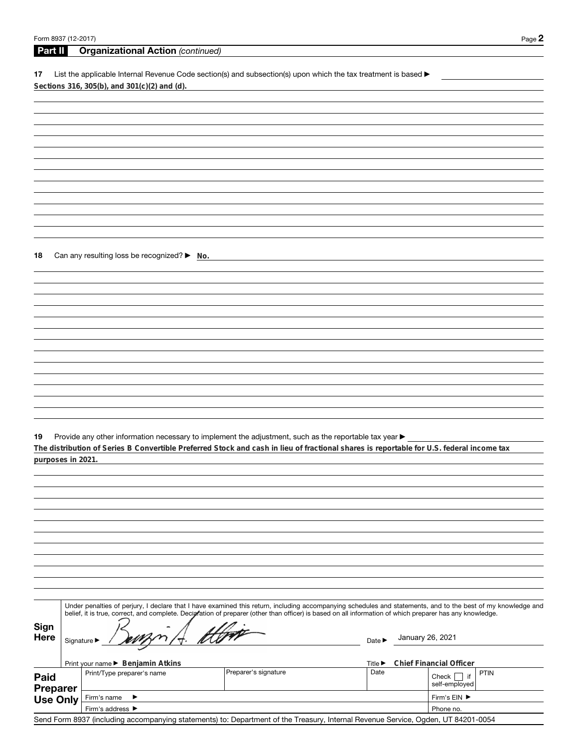**Part II** **Organizational Action** *(continued)*

**17** List the applicable Internal Revenue Code section(s) and subsection(s) upon which the tax treatment is based ▶

**Sections 316, 305(b), and 301(c)(2) and (d).**

**18** Can any resulting loss be recognized? ▶ **No.**

**19** Provide any other information necessary to implement the adjustment, such as the reportable tax year ▶

**The distribution of Series B Convertible Preferred Stock and cash in lieu of fractional shares is reportable for U.S. federal income tax purposes in 2021.**

**Sign Here**

Under penalties of perjury, I declare that I have examined this return, including accompanying schedules and statements, and to the best of my knowledge and belief, it is true, correct, and complete. Declaration of preparer (other than officer) is based on all information of which preparer has any knowledge.

Signature ▶ [signature] Date ▶ January 26, 2021

Print your name ▶ **Benjamin Atkins** Title ▶ **Chief Financial Officer**

| **Paid Preparer Use Only** | | | | |
|---|---|---|---|---|
| Print/Type preparer's name | Preparer's signature | Date | Check ☐ if self-employed | PTIN |
| Firm's name ▶ | | | Firm's EIN ▶ | |
| Firm's address ▶ | | | Phone no. | |

Send Form 8937 (including accompanying statements) to: Department of the Treasury, Internal Revenue Service, Ogden, UT 84201-0054